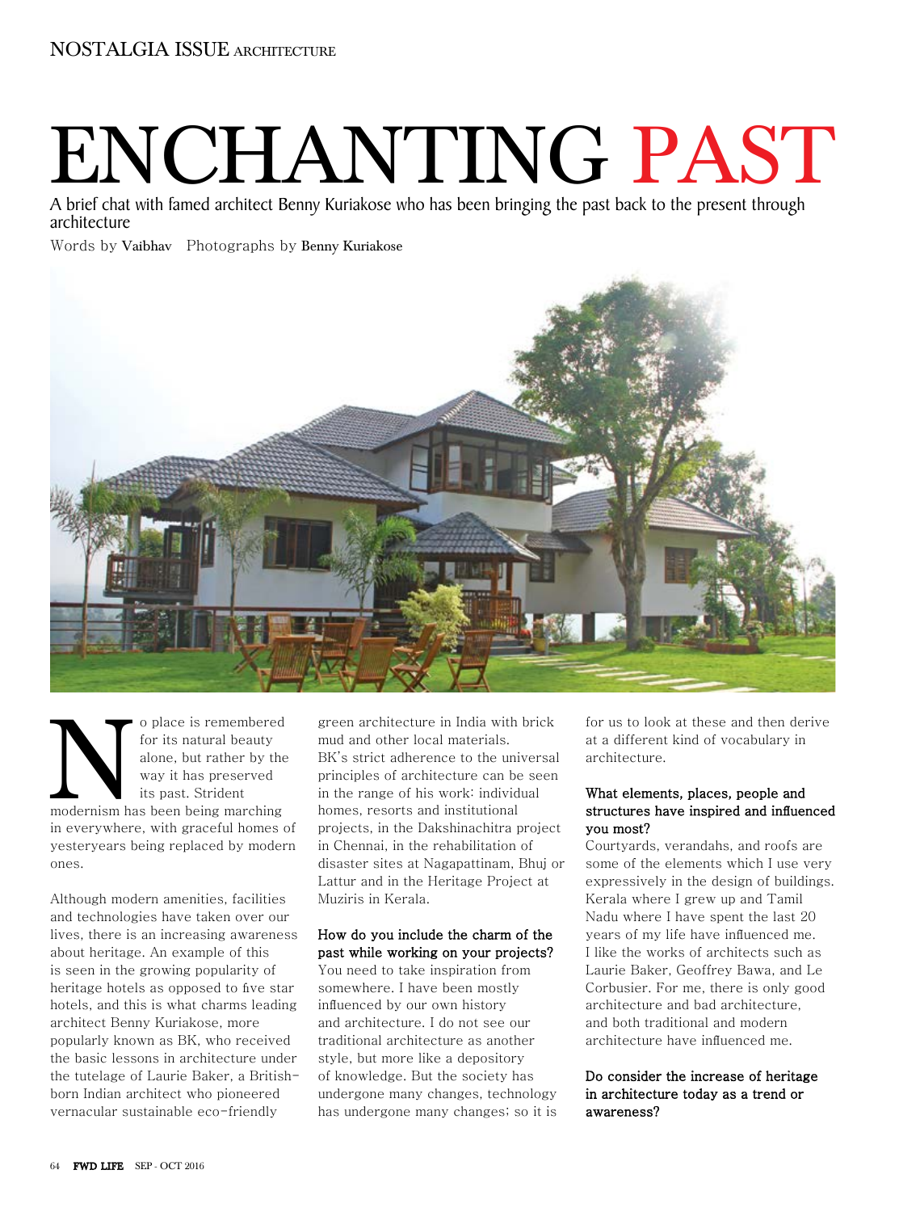# ENCHANTING PAST

A brief chat with famed architect Benny Kuriakose who has been bringing the past back to the present through architecture

Words by **Vaibhav** Photographs by **Benny Kuriakose**

No place is remembered for its natural beauty alone, but rather by the way it has preserved its past. Strident modernism has been being marching in everywhere, with graceful homes of yesteryears being replaced by modern ones.

Although modern amenities, facilities and technologies have taken over our lives, there is an increasing awareness about heritage. An example of this is seen in the growing popularity of heritage hotels as opposed to five star hotels, and this is what charms leading architect Benny Kuriakose, more popularly known as BK, who received the basic lessons in architecture under the tutelage of Laurie Baker, a British-born Indian architect who pioneered vernacular sustainable eco-friendly green architecture in India with brick mud and other local materials. BK's strict adherence to the universal principles of architecture can be seen in the range of his work: individual homes, resorts and institutional projects, in the Dakshinachitra project in Chennai, in the rehabilitation of disaster sites at Nagapattinam, Bhuj or Lattur and in the Heritage Project at Muziris in Kerala.

**How do you include the charm of the past while working on your projects?**

You need to take inspiration from somewhere. I have been mostly influenced by our own history and architecture. I do not see our traditional architecture as another style, but more like a depository of knowledge. But the society has undergone many changes, technology has undergone many changes; so it is for us to look at these and then derive at a different kind of vocabulary in architecture.

**What elements, places, people and structures have inspired and influenced you most?**

Courtyards, verandahs, and roofs are some of the elements which I use very expressively in the design of buildings. Kerala where I grew up and Tamil Nadu where I have spent the last 20 years of my life have influenced me. I like the works of architects such as Laurie Baker, Geoffrey Bawa, and Le Corbusier. For me, there is only good architecture and bad architecture, and both traditional and modern architecture have influenced me.

**Do consider the increase of heritage in architecture today as a trend or awareness?**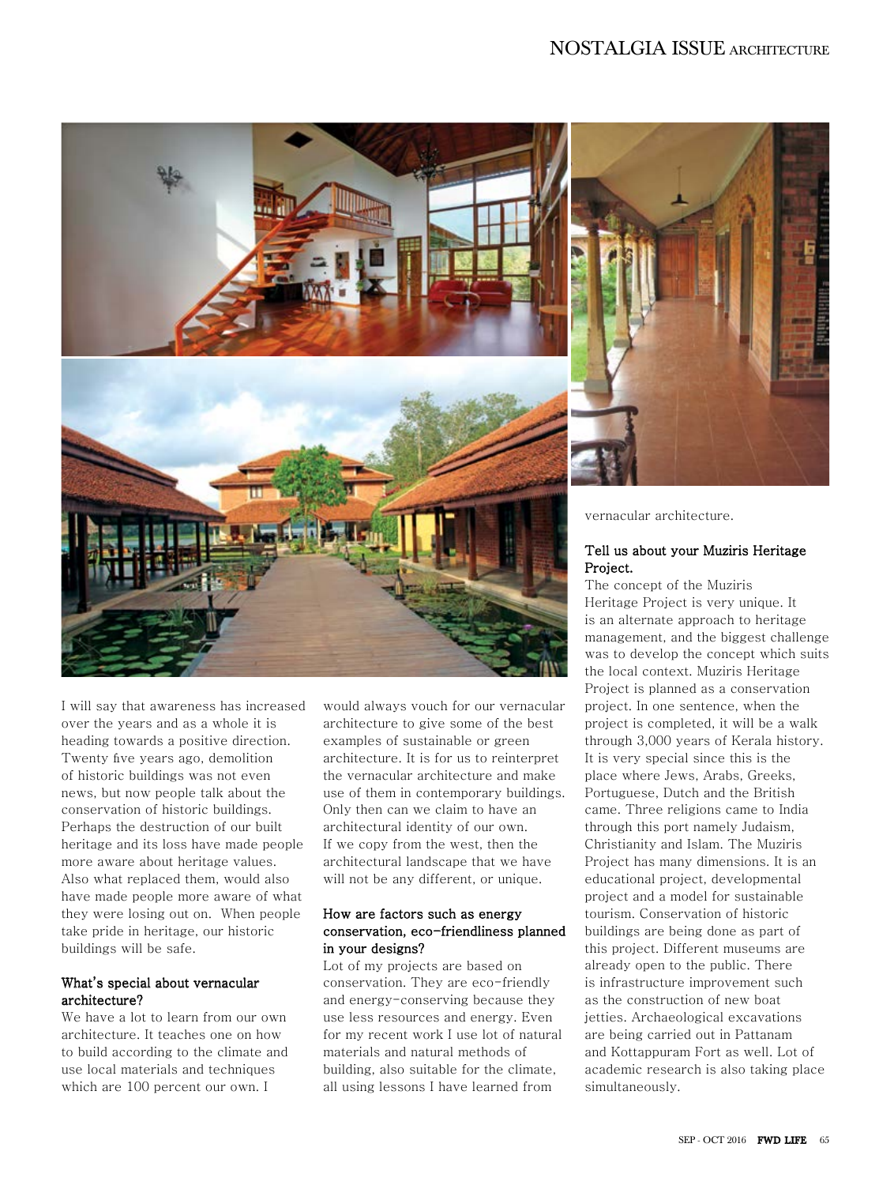I will say that awareness has increased over the years and as a whole it is heading towards a positive direction. Twenty five years ago, demolition of historic buildings was not even news, but now people talk about the conservation of historic buildings. Perhaps the destruction of our built heritage and its loss have made people more aware about heritage values. Also what replaced them, would also have made people more aware of what they were losing out on. When people take pride in heritage, our historic buildings will be safe.

**What's special about vernacular architecture?**

We have a lot to learn from our own architecture. It teaches one on how to build according to the climate and use local materials and techniques which are 100 percent our own. I would always vouch for our vernacular architecture to give some of the best examples of sustainable or green architecture. It is for us to reinterpret the vernacular architecture and make use of them in contemporary buildings. Only then can we claim to have an architectural identity of our own. If we copy from the west, then the architectural landscape that we have will not be any different, or unique.

**How are factors such as energy conservation, eco-friendliness planned in your designs?**

Lot of my projects are based on conservation. They are eco-friendly and energy-conserving because they use less resources and energy. Even for my recent work I use lot of natural materials and natural methods of building, also suitable for the climate, all using lessons I have learned from vernacular architecture.

**Tell us about your Muziris Heritage Project.**

The concept of the Muziris Heritage Project is very unique. It is an alternate approach to heritage management, and the biggest challenge was to develop the concept which suits the local context. Muziris Heritage Project is planned as a conservation project. In one sentence, when the project is completed, it will be a walk through 3,000 years of Kerala history. It is very special since this is the place where Jews, Arabs, Greeks, Portuguese, Dutch and the British came. Three religions came to India through this port namely Judaism, Christianity and Islam. The Muziris Project has many dimensions. It is an educational project, developmental project and a model for sustainable tourism. Conservation of historic buildings are being done as part of this project. Different museums are already open to the public. There is infrastructure improvement such as the construction of new boat jetties. Archaeological excavations are being carried out in Pattanam and Kottappuram Fort as well. Lot of academic research is also taking place simultaneously.